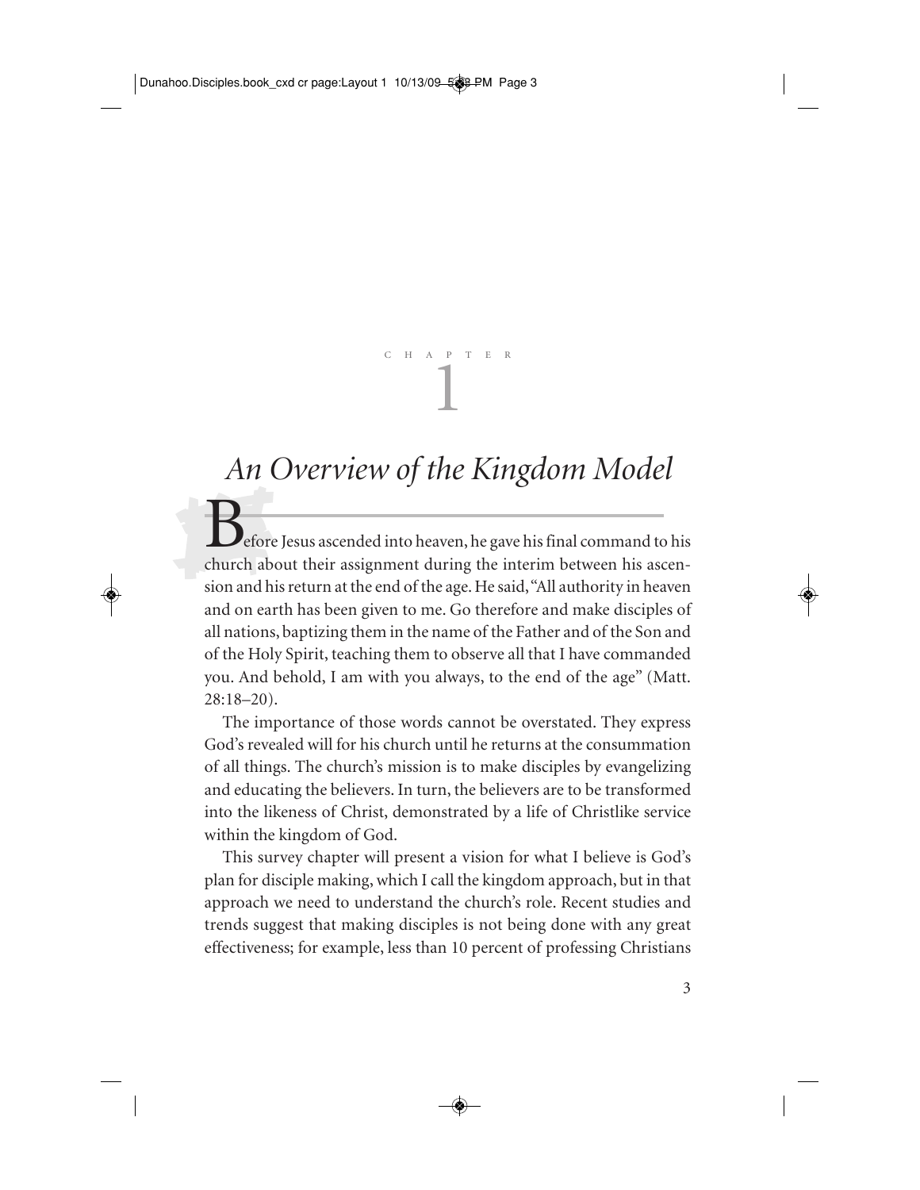CHAPTER 1

# An Overview of the Kingdom Model

Before Jesus ascended into heaven, he gave his final command to his church about their assignment during the interim between his ascension and his return at the end of the age. He said, "All authority in heaven and on earth has been given to me. Go therefore and make disciples of all nations, baptizing them in the name of the Father and of the Son and of the Holy Spirit, teaching them to observe all that I have commanded you. And behold, I am with you always, to the end of the age" (Matt. 28:18–20).

The importance of those words cannot be overstated. They express God's revealed will for his church until he returns at the consummation of all things. The church's mission is to make disciples by evangelizing and educating the believers. In turn, the believers are to be transformed into the likeness of Christ, demonstrated by a life of Christlike service within the kingdom of God.

This survey chapter will present a vision for what I believe is God's plan for disciple making, which I call the kingdom approach, but in that approach we need to understand the church's role. Recent studies and trends suggest that making disciples is not being done with any great effectiveness; for example, less than 10 percent of professing Christians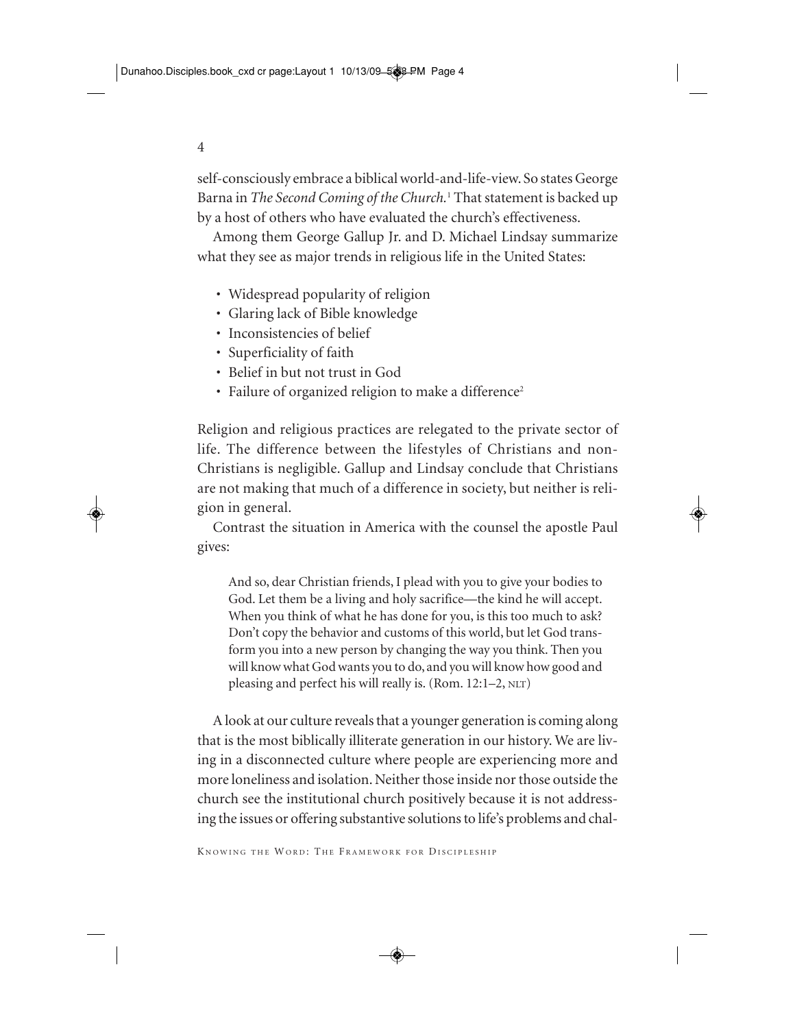self-consciously embrace a biblical world-and-life-view. So states George Barna in *The Second Coming of the Church.*[1] That statement is backed up by a host of others who have evaluated the church's effectiveness.

Among them George Gallup Jr. and D. Michael Lindsay summarize what they see as major trends in religious life in the United States:

- Widespread popularity of religion
- Glaring lack of Bible knowledge
- Inconsistencies of belief
- Superficiality of faith
- Belief in but not trust in God
- Failure of organized religion to make a difference[2]

Religion and religious practices are relegated to the private sector of life. The difference between the lifestyles of Christians and non-Christians is negligible. Gallup and Lindsay conclude that Christians are not making that much of a difference in society, but neither is religion in general.

Contrast the situation in America with the counsel the apostle Paul gives:

> And so, dear Christian friends, I plead with you to give your bodies to God. Let them be a living and holy sacrifice—the kind he will accept. When you think of what he has done for you, is this too much to ask? Don't copy the behavior and customs of this world, but let God transform you into a new person by changing the way you think. Then you will know what God wants you to do, and you will know how good and pleasing and perfect his will really is. (Rom. 12:1–2, NLT)

A look at our culture reveals that a younger generation is coming along that is the most biblically illiterate generation in our history. We are living in a disconnected culture where people are experiencing more and more loneliness and isolation. Neither those inside nor those outside the church see the institutional church positively because it is not addressing the issues or offering substantive solutions to life's problems and chal-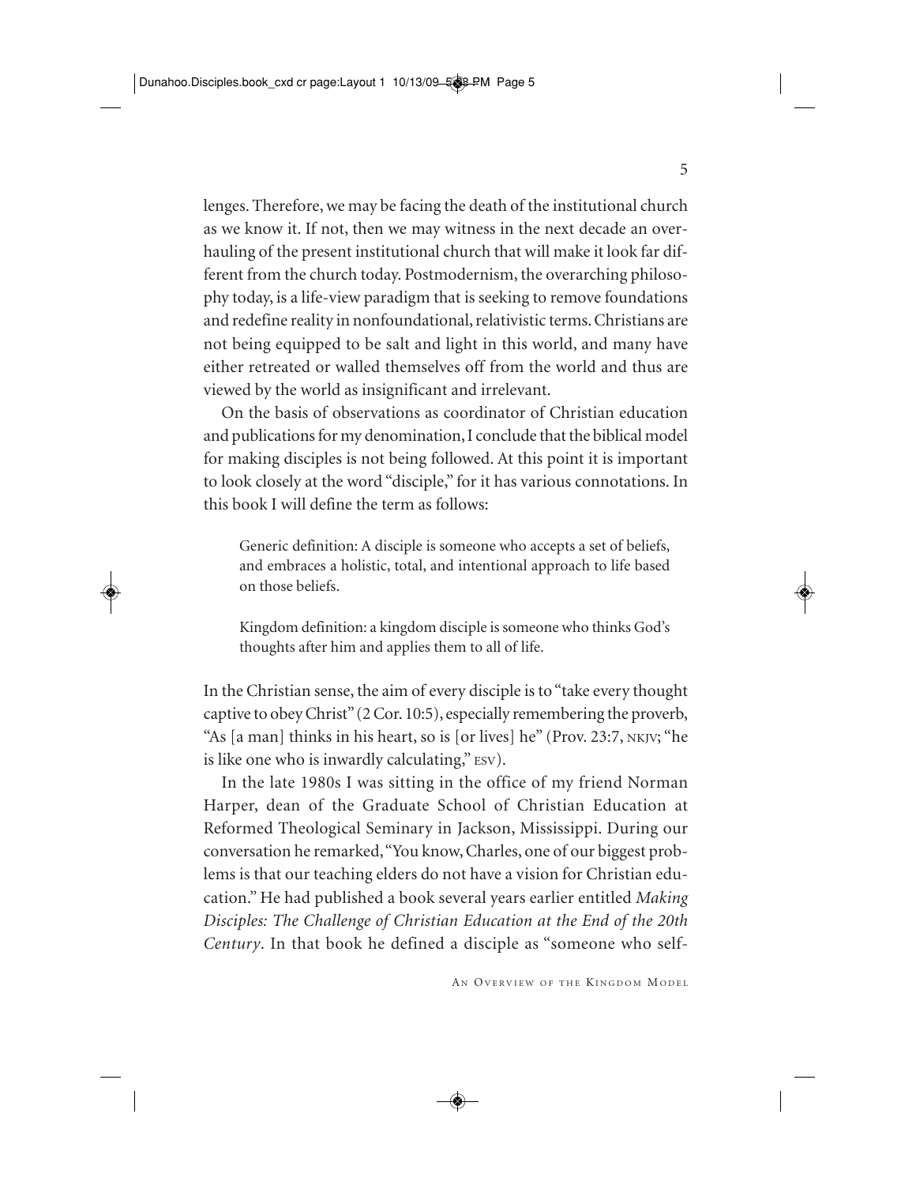lenges. Therefore, we may be facing the death of the institutional church as we know it. If not, then we may witness in the next decade an overhauling of the present institutional church that will make it look far different from the church today. Postmodernism, the overarching philosophy today, is a life-view paradigm that is seeking to remove foundations and redefine reality in nonfoundational, relativistic terms. Christians are not being equipped to be salt and light in this world, and many have either retreated or walled themselves off from the world and thus are viewed by the world as insignificant and irrelevant.

On the basis of observations as coordinator of Christian education and publications for my denomination, I conclude that the biblical model for making disciples is not being followed. At this point it is important to look closely at the word "disciple," for it has various connotations. In this book I will define the term as follows:

> Generic definition: A disciple is someone who accepts a set of beliefs, and embraces a holistic, total, and intentional approach to life based on those beliefs.
>
> Kingdom definition: a kingdom disciple is someone who thinks God's thoughts after him and applies them to all of life.

In the Christian sense, the aim of every disciple is to "take every thought captive to obey Christ" (2 Cor. 10:5), especially remembering the proverb, "As [a man] thinks in his heart, so is [or lives] he" (Prov. 23:7, NKJV; "he is like one who is inwardly calculating," ESV).

In the late 1980s I was sitting in the office of my friend Norman Harper, dean of the Graduate School of Christian Education at Reformed Theological Seminary in Jackson, Mississippi. During our conversation he remarked, "You know, Charles, one of our biggest problems is that our teaching elders do not have a vision for Christian education." He had published a book several years earlier entitled *Making Disciples: The Challenge of Christian Education at the End of the 20th Century*. In that book he defined a disciple as "someone who self-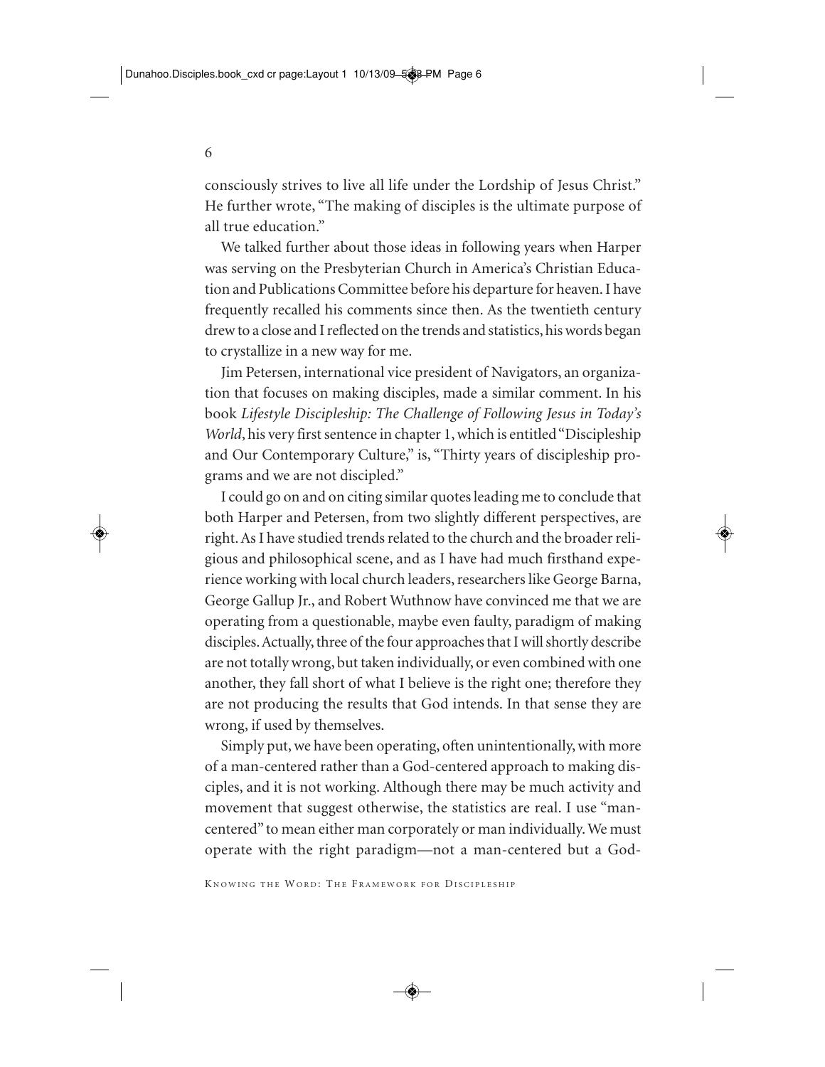consciously strives to live all life under the Lordship of Jesus Christ." He further wrote, "The making of disciples is the ultimate purpose of all true education."

We talked further about those ideas in following years when Harper was serving on the Presbyterian Church in America's Christian Education and Publications Committee before his departure for heaven. I have frequently recalled his comments since then. As the twentieth century drew to a close and I reflected on the trends and statistics, his words began to crystallize in a new way for me.

Jim Petersen, international vice president of Navigators, an organization that focuses on making disciples, made a similar comment. In his book *Lifestyle Discipleship: The Challenge of Following Jesus in Today's World*, his very first sentence in chapter 1, which is entitled "Discipleship and Our Contemporary Culture," is, "Thirty years of discipleship programs and we are not discipled."

I could go on and on citing similar quotes leading me to conclude that both Harper and Petersen, from two slightly different perspectives, are right. As I have studied trends related to the church and the broader religious and philosophical scene, and as I have had much firsthand experience working with local church leaders, researchers like George Barna, George Gallup Jr., and Robert Wuthnow have convinced me that we are operating from a questionable, maybe even faulty, paradigm of making disciples. Actually, three of the four approaches that I will shortly describe are not totally wrong, but taken individually, or even combined with one another, they fall short of what I believe is the right one; therefore they are not producing the results that God intends. In that sense they are wrong, if used by themselves.

Simply put, we have been operating, often unintentionally, with more of a man-centered rather than a God-centered approach to making disciples, and it is not working. Although there may be much activity and movement that suggest otherwise, the statistics are real. I use "man-centered" to mean either man corporately or man individually. We must operate with the right paradigm—not a man-centered but a God-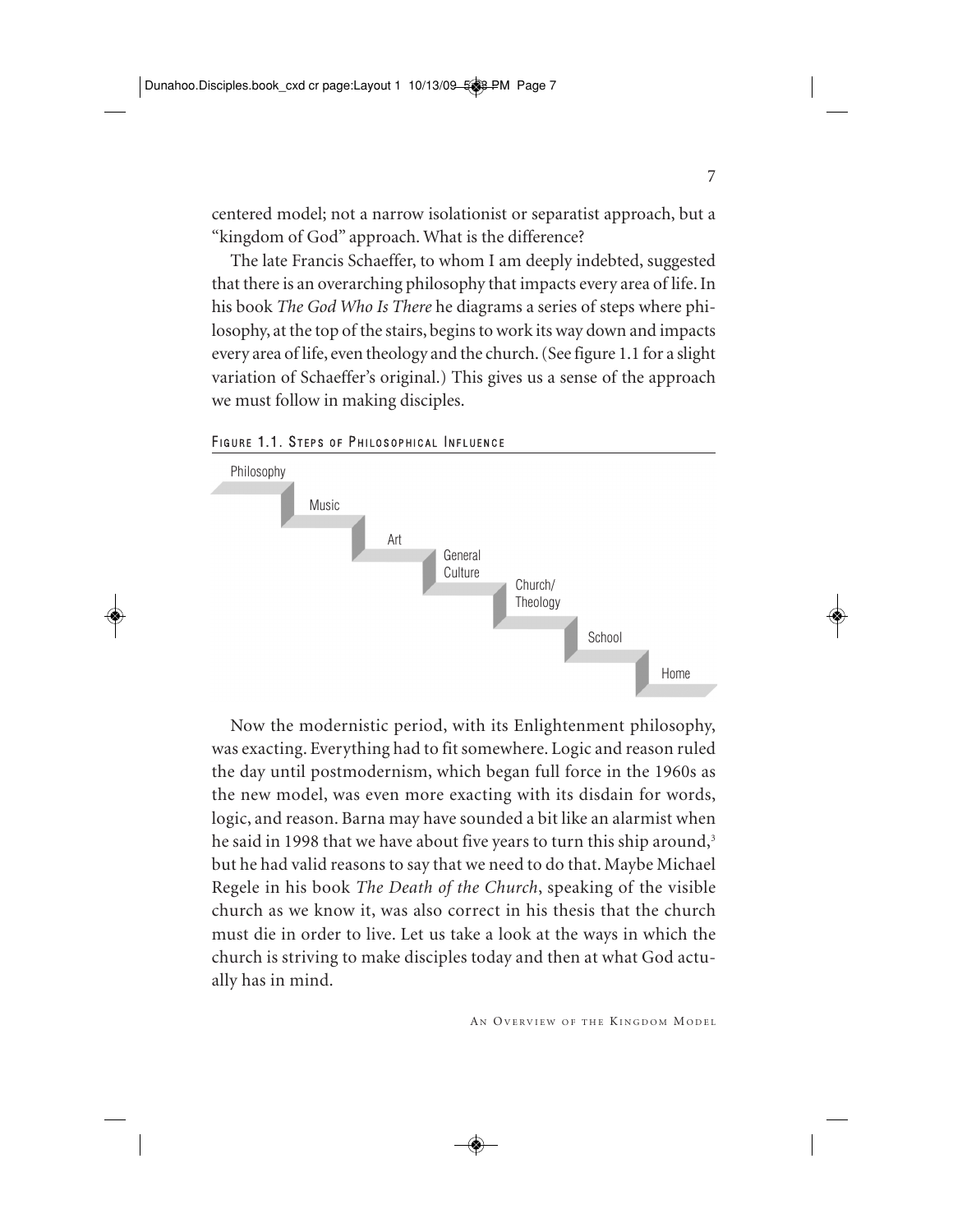centered model; not a narrow isolationist or separatist approach, but a "kingdom of God" approach. What is the difference?

The late Francis Schaeffer, to whom I am deeply indebted, suggested that there is an overarching philosophy that impacts every area of life. In his book *The God Who Is There* he diagrams a series of steps where philosophy, at the top of the stairs, begins to work its way down and impacts every area of life, even theology and the church. (See figure 1.1 for a slight variation of Schaeffer's original.) This gives us a sense of the approach we must follow in making disciples.

FIGURE 1.1. STEPS OF PHILOSOPHICAL INFLUENCE

Philosophy
Music
Art
General Culture
Church/ Theology
School
Home

Now the modernistic period, with its Enlightenment philosophy, was exacting. Everything had to fit somewhere. Logic and reason ruled the day until postmodernism, which began full force in the 1960s as the new model, was even more exacting with its disdain for words, logic, and reason. Barna may have sounded a bit like an alarmist when he said in 1998 that we have about five years to turn this ship around,[3] but he had valid reasons to say that we need to do that. Maybe Michael Regele in his book *The Death of the Church*, speaking of the visible church as we know it, was also correct in his thesis that the church must die in order to live. Let us take a look at the ways in which the church is striving to make disciples today and then at what God actually has in mind.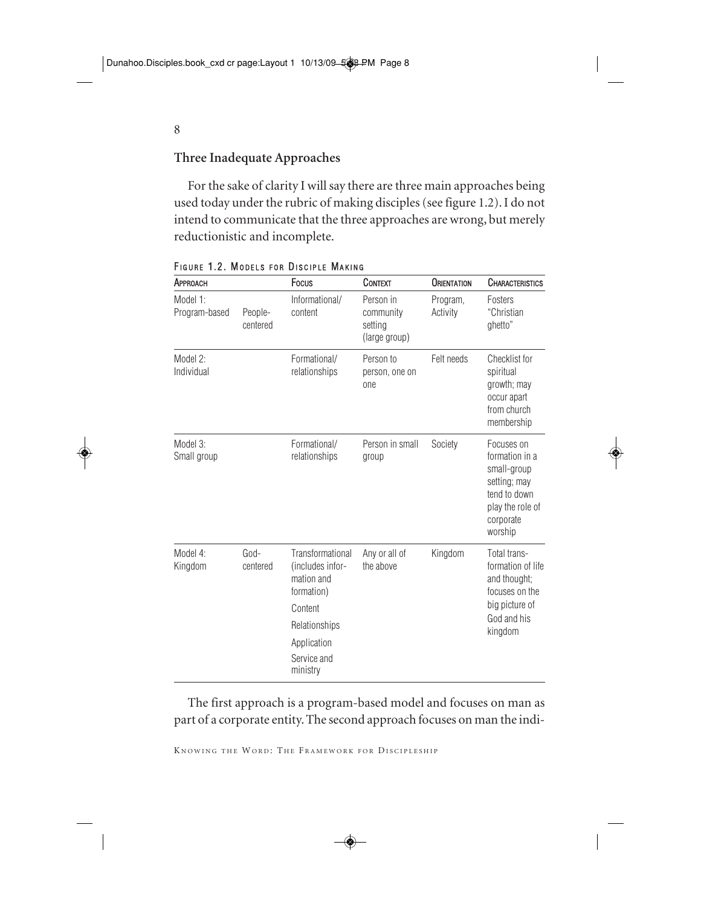## Three Inadequate Approaches

For the sake of clarity I will say there are three main approaches being used today under the rubric of making disciples (see figure 1.2). I do not intend to communicate that the three approaches are wrong, but merely reductionistic and incomplete.

FIGURE 1.2. MODELS FOR DISCIPLE MAKING

| APPROACH | | FOCUS | CONTEXT | ORIENTATION | CHARACTERISTICS |
|---|---|---|---|---|---|
| Model 1: Program-based | People-centered | Informational/ content | Person in community setting (large group) | Program, Activity | Fosters "Christian ghetto" |
| Model 2: Individual | | Formational/ relationships | Person to person, one on one | Felt needs | Checklist for spiritual growth; may occur apart from church membership |
| Model 3: Small group | | Formational/ relationships | Person in small group | Society | Focuses on formation in a small-group setting; may tend to down play the role of corporate worship |
| Model 4: Kingdom | God-centered | Transformational (includes information and formation) Content Relationships Application Service and ministry | Any or all of the above | Kingdom | Total transformation of life and thought; focuses on the big picture of God and his kingdom |

The first approach is a program-based model and focuses on man as part of a corporate entity. The second approach focuses on man the indi-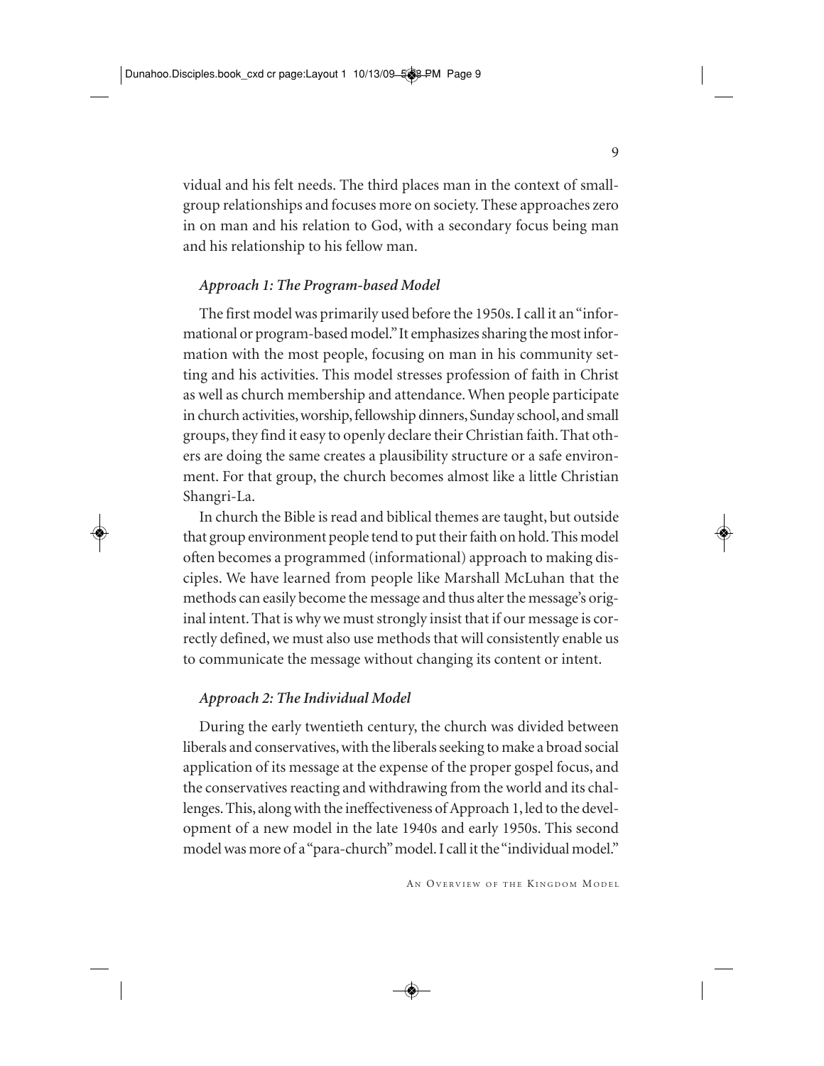vidual and his felt needs. The third places man in the context of small-group relationships and focuses more on society. These approaches zero in on man and his relation to God, with a secondary focus being man and his relationship to his fellow man.

### *Approach 1: The Program-based Model*

The first model was primarily used before the 1950s. I call it an "informational or program-based model." It emphasizes sharing the most information with the most people, focusing on man in his community setting and his activities. This model stresses profession of faith in Christ as well as church membership and attendance. When people participate in church activities, worship, fellowship dinners, Sunday school, and small groups, they find it easy to openly declare their Christian faith. That others are doing the same creates a plausibility structure or a safe environment. For that group, the church becomes almost like a little Christian Shangri-La.

In church the Bible is read and biblical themes are taught, but outside that group environment people tend to put their faith on hold. This model often becomes a programmed (informational) approach to making disciples. We have learned from people like Marshall McLuhan that the methods can easily become the message and thus alter the message's original intent. That is why we must strongly insist that if our message is correctly defined, we must also use methods that will consistently enable us to communicate the message without changing its content or intent.

### *Approach 2: The Individual Model*

During the early twentieth century, the church was divided between liberals and conservatives, with the liberals seeking to make a broad social application of its message at the expense of the proper gospel focus, and the conservatives reacting and withdrawing from the world and its challenges. This, along with the ineffectiveness of Approach 1, led to the development of a new model in the late 1940s and early 1950s. This second model was more of a "para-church" model. I call it the "individual model."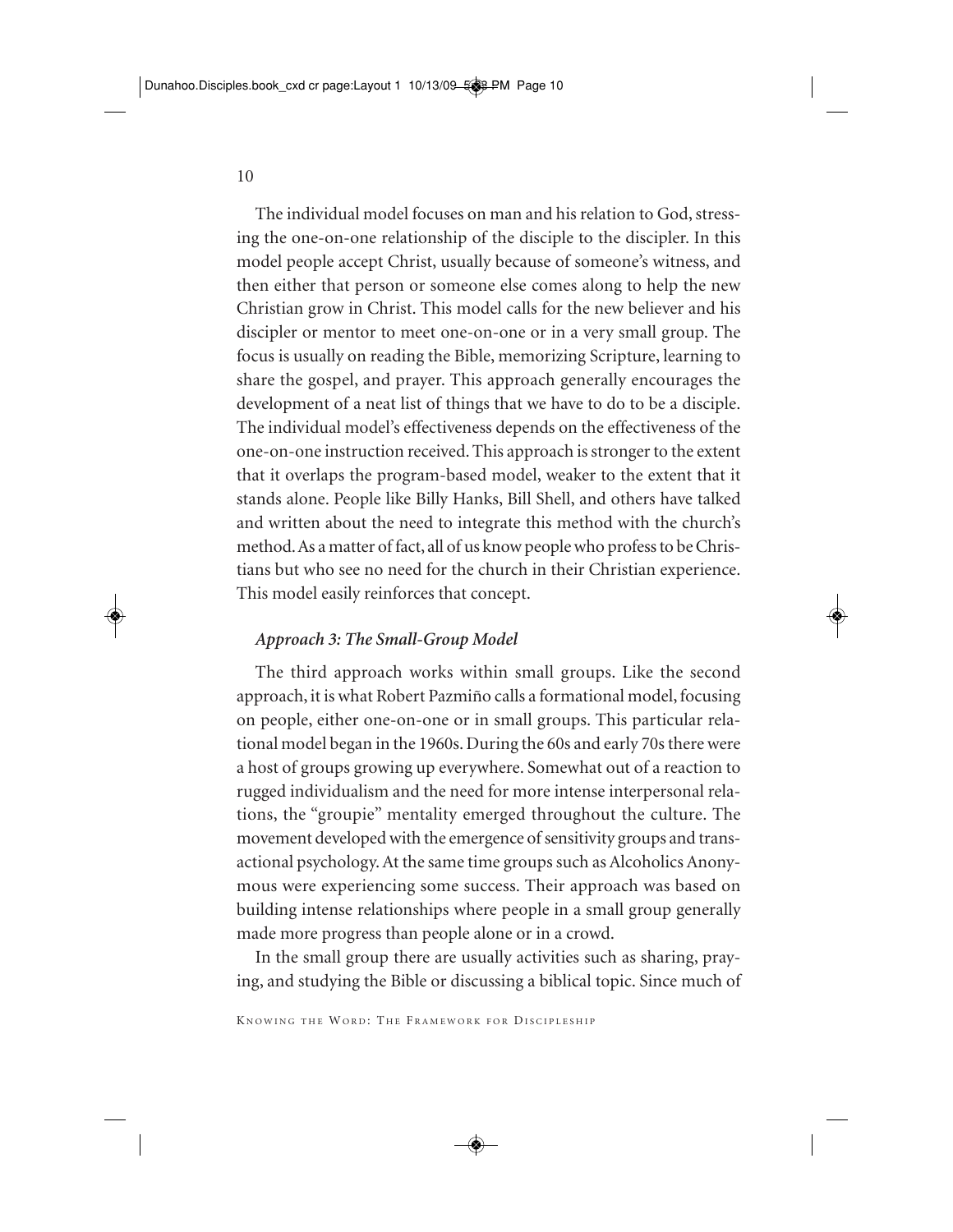The individual model focuses on man and his relation to God, stressing the one-on-one relationship of the disciple to the discipler. In this model people accept Christ, usually because of someone's witness, and then either that person or someone else comes along to help the new Christian grow in Christ. This model calls for the new believer and his discipler or mentor to meet one-on-one or in a very small group. The focus is usually on reading the Bible, memorizing Scripture, learning to share the gospel, and prayer. This approach generally encourages the development of a neat list of things that we have to do to be a disciple. The individual model's effectiveness depends on the effectiveness of the one-on-one instruction received. This approach is stronger to the extent that it overlaps the program-based model, weaker to the extent that it stands alone. People like Billy Hanks, Bill Shell, and others have talked and written about the need to integrate this method with the church's method. As a matter of fact, all of us know people who profess to be Christians but who see no need for the church in their Christian experience. This model easily reinforces that concept.

### *Approach 3: The Small-Group Model*

The third approach works within small groups. Like the second approach, it is what Robert Pazmiño calls a formational model, focusing on people, either one-on-one or in small groups. This particular relational model began in the 1960s. During the 60s and early 70s there were a host of groups growing up everywhere. Somewhat out of a reaction to rugged individualism and the need for more intense interpersonal relations, the "groupie" mentality emerged throughout the culture. The movement developed with the emergence of sensitivity groups and transactional psychology. At the same time groups such as Alcoholics Anonymous were experiencing some success. Their approach was based on building intense relationships where people in a small group generally made more progress than people alone or in a crowd.

In the small group there are usually activities such as sharing, praying, and studying the Bible or discussing a biblical topic. Since much of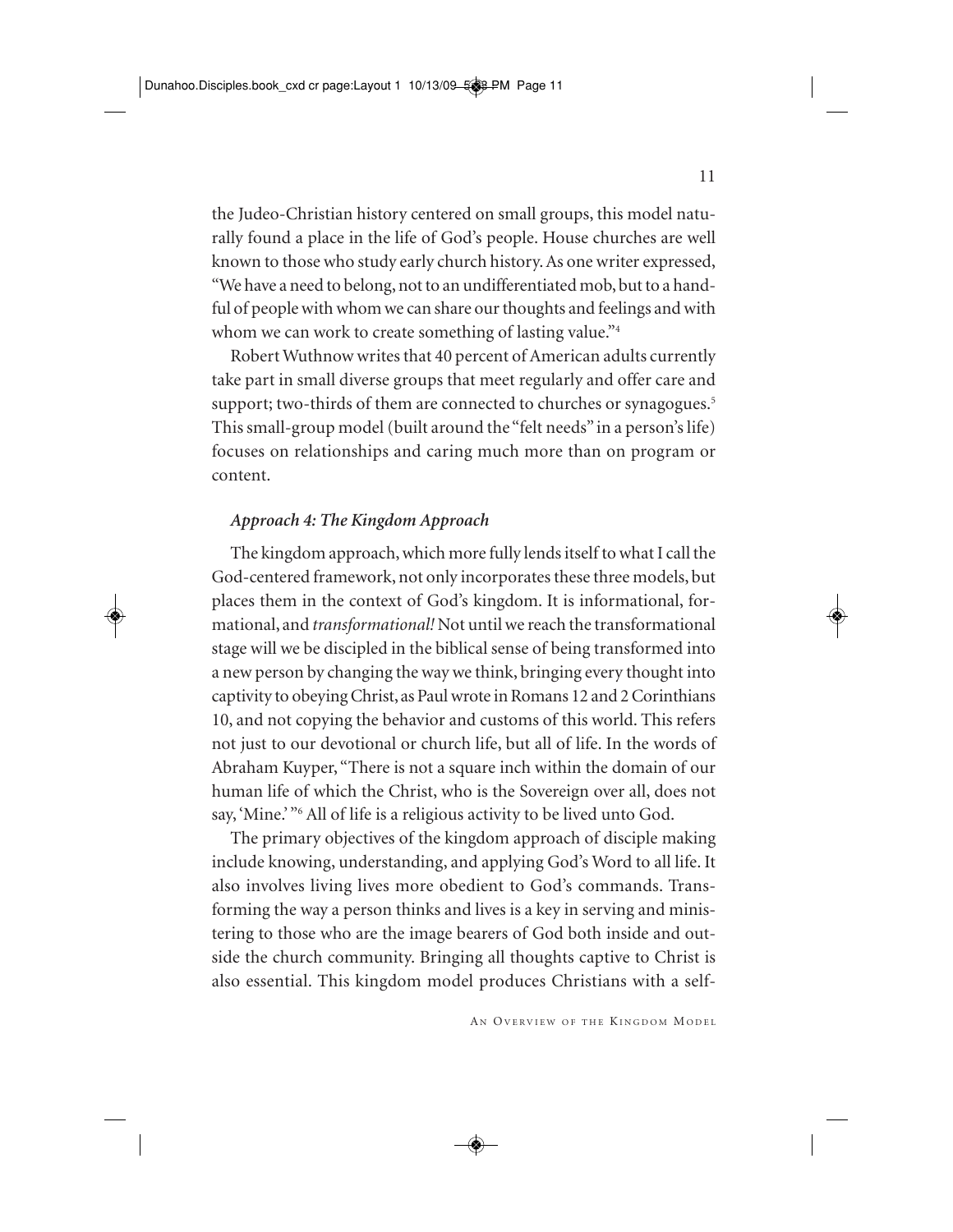the Judeo-Christian history centered on small groups, this model naturally found a place in the life of God's people. House churches are well known to those who study early church history. As one writer expressed, "We have a need to belong, not to an undifferentiated mob, but to a handful of people with whom we can share our thoughts and feelings and with whom we can work to create something of lasting value."[4]

Robert Wuthnow writes that 40 percent of American adults currently take part in small diverse groups that meet regularly and offer care and support; two-thirds of them are connected to churches or synagogues.[5] This small-group model (built around the "felt needs" in a person's life) focuses on relationships and caring much more than on program or content.

### *Approach 4: The Kingdom Approach*

The kingdom approach, which more fully lends itself to what I call the God-centered framework, not only incorporates these three models, but places them in the context of God's kingdom. It is informational, formational, and *transformational!* Not until we reach the transformational stage will we be discipled in the biblical sense of being transformed into a new person by changing the way we think, bringing every thought into captivity to obeying Christ, as Paul wrote in Romans 12 and 2 Corinthians 10, and not copying the behavior and customs of this world. This refers not just to our devotional or church life, but all of life. In the words of Abraham Kuyper, "There is not a square inch within the domain of our human life of which the Christ, who is the Sovereign over all, does not say, 'Mine.'"[6] All of life is a religious activity to be lived unto God.

The primary objectives of the kingdom approach of disciple making include knowing, understanding, and applying God's Word to all life. It also involves living lives more obedient to God's commands. Transforming the way a person thinks and lives is a key in serving and ministering to those who are the image bearers of God both inside and outside the church community. Bringing all thoughts captive to Christ is also essential. This kingdom model produces Christians with a self-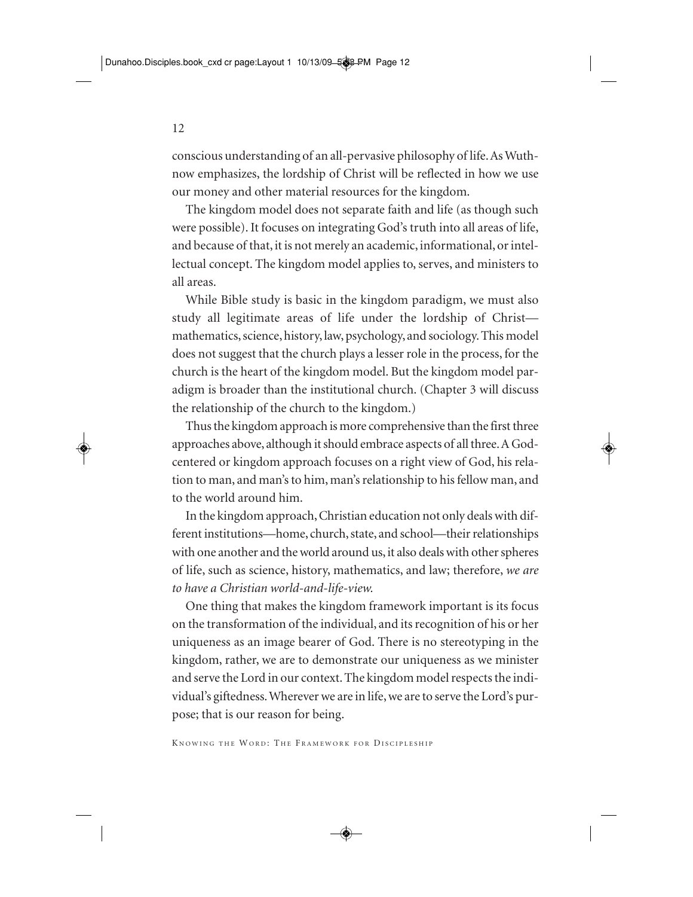conscious understanding of an all-pervasive philosophy of life. As Wuthnow emphasizes, the lordship of Christ will be reflected in how we use our money and other material resources for the kingdom.

The kingdom model does not separate faith and life (as though such were possible). It focuses on integrating God's truth into all areas of life, and because of that, it is not merely an academic, informational, or intellectual concept. The kingdom model applies to, serves, and ministers to all areas.

While Bible study is basic in the kingdom paradigm, we must also study all legitimate areas of life under the lordship of Christ—mathematics, science, history, law, psychology, and sociology. This model does not suggest that the church plays a lesser role in the process, for the church is the heart of the kingdom model. But the kingdom model paradigm is broader than the institutional church. (Chapter 3 will discuss the relationship of the church to the kingdom.)

Thus the kingdom approach is more comprehensive than the first three approaches above, although it should embrace aspects of all three. A God-centered or kingdom approach focuses on a right view of God, his relation to man, and man's to him, man's relationship to his fellow man, and to the world around him.

In the kingdom approach, Christian education not only deals with different institutions—home, church, state, and school—their relationships with one another and the world around us, it also deals with other spheres of life, such as science, history, mathematics, and law; therefore, *we are to have a Christian world-and-life-view.*

One thing that makes the kingdom framework important is its focus on the transformation of the individual, and its recognition of his or her uniqueness as an image bearer of God. There is no stereotyping in the kingdom, rather, we are to demonstrate our uniqueness as we minister and serve the Lord in our context. The kingdom model respects the individual's giftedness. Wherever we are in life, we are to serve the Lord's purpose; that is our reason for being.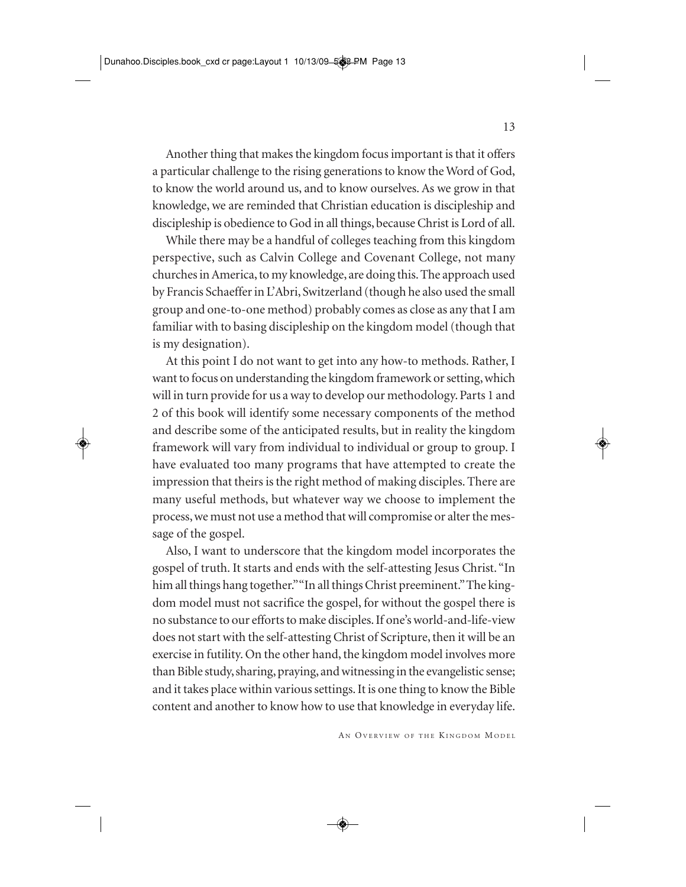Another thing that makes the kingdom focus important is that it offers a particular challenge to the rising generations to know the Word of God, to know the world around us, and to know ourselves. As we grow in that knowledge, we are reminded that Christian education is discipleship and discipleship is obedience to God in all things, because Christ is Lord of all.

While there may be a handful of colleges teaching from this kingdom perspective, such as Calvin College and Covenant College, not many churches in America, to my knowledge, are doing this. The approach used by Francis Schaeffer in L'Abri, Switzerland (though he also used the small group and one-to-one method) probably comes as close as any that I am familiar with to basing discipleship on the kingdom model (though that is my designation).

At this point I do not want to get into any how-to methods. Rather, I want to focus on understanding the kingdom framework or setting, which will in turn provide for us a way to develop our methodology. Parts 1 and 2 of this book will identify some necessary components of the method and describe some of the anticipated results, but in reality the kingdom framework will vary from individual to individual or group to group. I have evaluated too many programs that have attempted to create the impression that theirs is the right method of making disciples. There are many useful methods, but whatever way we choose to implement the process, we must not use a method that will compromise or alter the message of the gospel.

Also, I want to underscore that the kingdom model incorporates the gospel of truth. It starts and ends with the self-attesting Jesus Christ. "In him all things hang together." "In all things Christ preeminent." The kingdom model must not sacrifice the gospel, for without the gospel there is no substance to our efforts to make disciples. If one's world-and-life-view does not start with the self-attesting Christ of Scripture, then it will be an exercise in futility. On the other hand, the kingdom model involves more than Bible study, sharing, praying, and witnessing in the evangelistic sense; and it takes place within various settings. It is one thing to know the Bible content and another to know how to use that knowledge in everyday life.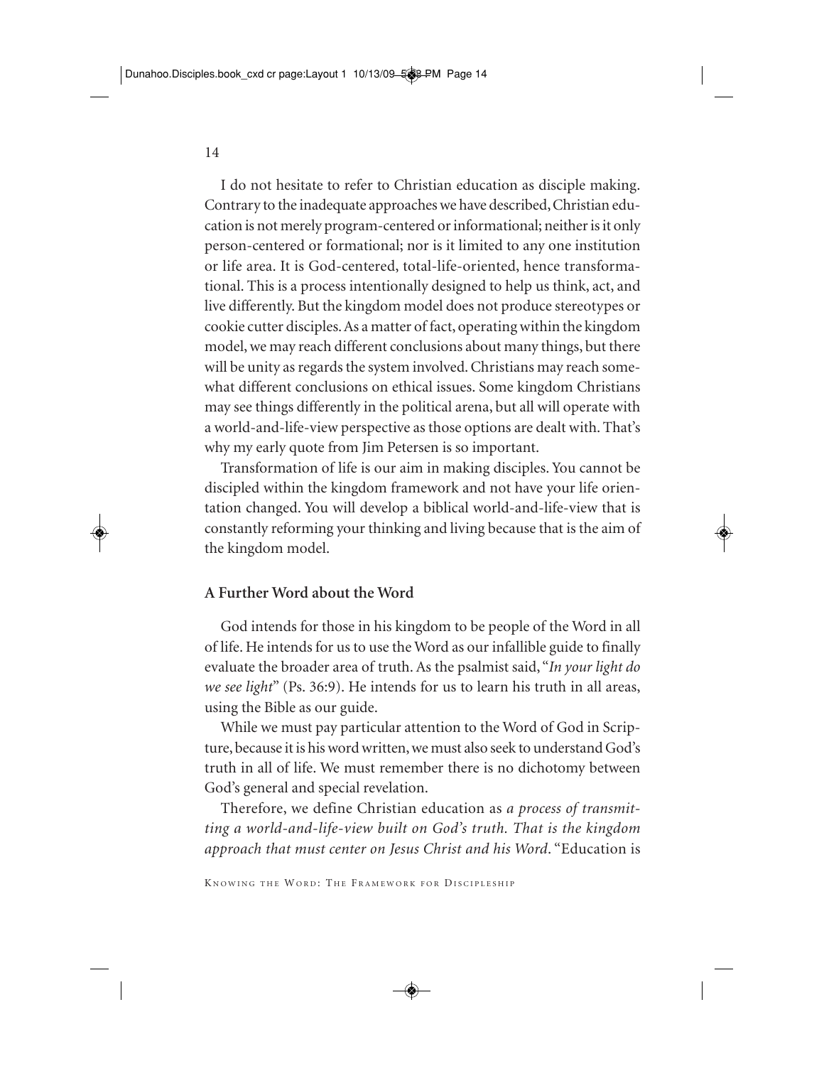I do not hesitate to refer to Christian education as disciple making. Contrary to the inadequate approaches we have described, Christian education is not merely program-centered or informational; neither is it only person-centered or formational; nor is it limited to any one institution or life area. It is God-centered, total-life-oriented, hence transformational. This is a process intentionally designed to help us think, act, and live differently. But the kingdom model does not produce stereotypes or cookie cutter disciples. As a matter of fact, operating within the kingdom model, we may reach different conclusions about many things, but there will be unity as regards the system involved. Christians may reach somewhat different conclusions on ethical issues. Some kingdom Christians may see things differently in the political arena, but all will operate with a world-and-life-view perspective as those options are dealt with. That's why my early quote from Jim Petersen is so important.

Transformation of life is our aim in making disciples. You cannot be discipled within the kingdom framework and not have your life orientation changed. You will develop a biblical world-and-life-view that is constantly reforming your thinking and living because that is the aim of the kingdom model.

### A Further Word about the Word

God intends for those in his kingdom to be people of the Word in all of life. He intends for us to use the Word as our infallible guide to finally evaluate the broader area of truth. As the psalmist said, "*In your light do we see light*" (Ps. 36:9). He intends for us to learn his truth in all areas, using the Bible as our guide.

While we must pay particular attention to the Word of God in Scripture, because it is his word written, we must also seek to understand God's truth in all of life. We must remember there is no dichotomy between God's general and special revelation.

Therefore, we define Christian education as *a process of transmitting a world-and-life-view built on God's truth. That is the kingdom approach that must center on Jesus Christ and his Word*. "Education is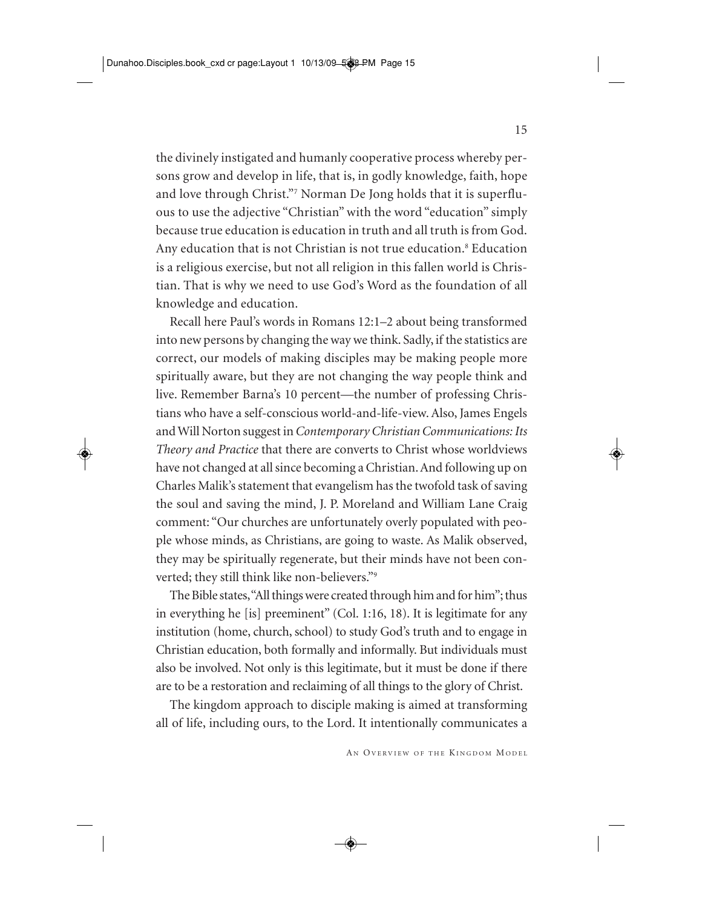the divinely instigated and humanly cooperative process whereby persons grow and develop in life, that is, in godly knowledge, faith, hope and love through Christ."[7] Norman De Jong holds that it is superfluous to use the adjective "Christian" with the word "education" simply because true education is education in truth and all truth is from God. Any education that is not Christian is not true education.[8] Education is a religious exercise, but not all religion in this fallen world is Christian. That is why we need to use God's Word as the foundation of all knowledge and education.

Recall here Paul's words in Romans 12:1–2 about being transformed into new persons by changing the way we think. Sadly, if the statistics are correct, our models of making disciples may be making people more spiritually aware, but they are not changing the way people think and live. Remember Barna's 10 percent—the number of professing Christians who have a self-conscious world-and-life-view. Also, James Engels and Will Norton suggest in *Contemporary Christian Communications: Its Theory and Practice* that there are converts to Christ whose worldviews have not changed at all since becoming a Christian. And following up on Charles Malik's statement that evangelism has the twofold task of saving the soul and saving the mind, J. P. Moreland and William Lane Craig comment: "Our churches are unfortunately overly populated with people whose minds, as Christians, are going to waste. As Malik observed, they may be spiritually regenerate, but their minds have not been converted; they still think like non-believers."[9]

The Bible states, "All things were created through him and for him"; thus in everything he [is] preeminent" (Col. 1:16, 18). It is legitimate for any institution (home, church, school) to study God's truth and to engage in Christian education, both formally and informally. But individuals must also be involved. Not only is this legitimate, but it must be done if there are to be a restoration and reclaiming of all things to the glory of Christ.

The kingdom approach to disciple making is aimed at transforming all of life, including ours, to the Lord. It intentionally communicates a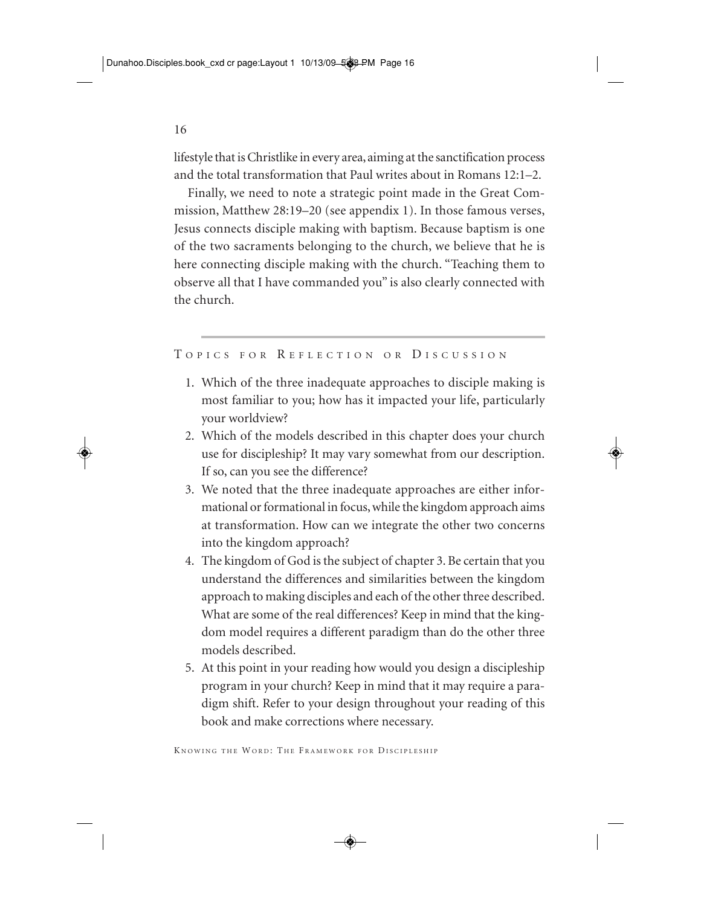lifestyle that is Christlike in every area, aiming at the sanctification process and the total transformation that Paul writes about in Romans 12:1–2.

Finally, we need to note a strategic point made in the Great Commission, Matthew 28:19–20 (see appendix 1). In those famous verses, Jesus connects disciple making with baptism. Because baptism is one of the two sacraments belonging to the church, we believe that he is here connecting disciple making with the church. "Teaching them to observe all that I have commanded you" is also clearly connected with the church.

---

## Topics for Reflection or Discussion

1. Which of the three inadequate approaches to disciple making is most familiar to you; how has it impacted your life, particularly your worldview?
2. Which of the models described in this chapter does your church use for discipleship? It may vary somewhat from our description. If so, can you see the difference?
3. We noted that the three inadequate approaches are either informational or formational in focus, while the kingdom approach aims at transformation. How can we integrate the other two concerns into the kingdom approach?
4. The kingdom of God is the subject of chapter 3. Be certain that you understand the differences and similarities between the kingdom approach to making disciples and each of the other three described. What are some of the real differences? Keep in mind that the kingdom model requires a different paradigm than do the other three models described.
5. At this point in your reading how would you design a discipleship program in your church? Keep in mind that it may require a paradigm shift. Refer to your design throughout your reading of this book and make corrections where necessary.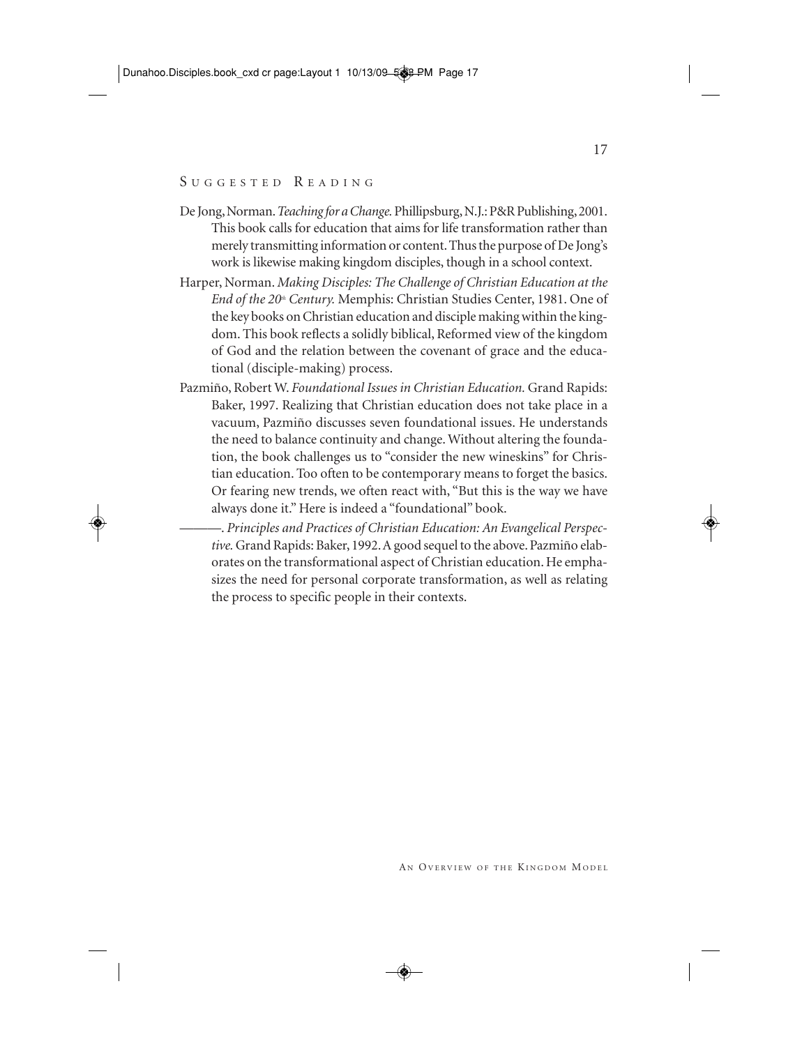## Suggested Reading

De Jong, Norman. *Teaching for a Change.* Phillipsburg, N.J.: P&R Publishing, 2001. This book calls for education that aims for life transformation rather than merely transmitting information or content. Thus the purpose of De Jong's work is likewise making kingdom disciples, though in a school context.

Harper, Norman. *Making Disciples: The Challenge of Christian Education at the End of the 20th Century.* Memphis: Christian Studies Center, 1981. One of the key books on Christian education and disciple making within the kingdom. This book reflects a solidly biblical, Reformed view of the kingdom of God and the relation between the covenant of grace and the educational (disciple-making) process.

Pazmiño, Robert W. *Foundational Issues in Christian Education.* Grand Rapids: Baker, 1997. Realizing that Christian education does not take place in a vacuum, Pazmiño discusses seven foundational issues. He understands the need to balance continuity and change. Without altering the foundation, the book challenges us to "consider the new wineskins" for Christian education. Too often to be contemporary means to forget the basics. Or fearing new trends, we often react with, "But this is the way we have always done it." Here is indeed a "foundational" book.

———. *Principles and Practices of Christian Education: An Evangelical Perspective.* Grand Rapids: Baker, 1992. A good sequel to the above. Pazmiño elaborates on the transformational aspect of Christian education. He emphasizes the need for personal corporate transformation, as well as relating the process to specific people in their contexts.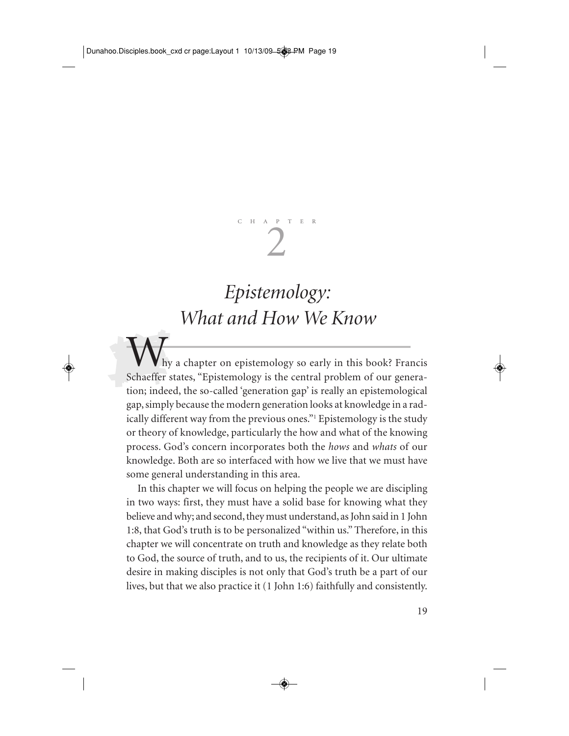CHAPTER 2

# *Epistemology: What and How We Know*

Why a chapter on epistemology so early in this book? Francis Schaeffer states, "Epistemology is the central problem of our generation; indeed, the so-called 'generation gap' is really an epistemological gap, simply because the modern generation looks at knowledge in a radically different way from the previous ones."[1] Epistemology is the study or theory of knowledge, particularly the how and what of the knowing process. God's concern incorporates both the *hows* and *whats* of our knowledge. Both are so interfaced with how we live that we must have some general understanding in this area.

In this chapter we will focus on helping the people we are discipling in two ways: first, they must have a solid base for knowing what they believe and why; and second, they must understand, as John said in 1 John 1:8, that God's truth is to be personalized "within us." Therefore, in this chapter we will concentrate on truth and knowledge as they relate both to God, the source of truth, and to us, the recipients of it. Our ultimate desire in making disciples is not only that God's truth be a part of our lives, but that we also practice it (1 John 1:6) faithfully and consistently.